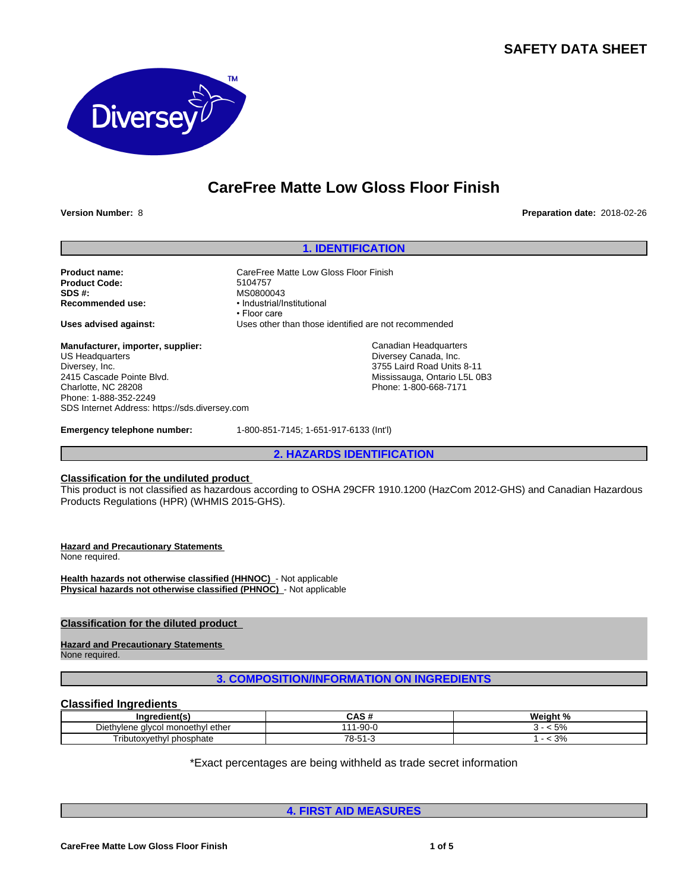# SAFETY DATA SHEET

## CareFree Matte Low Gloss Floor Finish

**Version Number:** 8

**Preparation date:** 2018-02-26

## 1. IDENTIFICATION

**Product name:** CareFree Matte Low Gloss Floor Finish
**Product Code:** 5104757
**SDS #:** MS0800043
**Recommended use:**
- Industrial/Institutional
- Floor care

**Uses advised against:** Uses other than those identified are not recommended

**Manufacturer, importer, supplier:**
US Headquarters
Diversey, Inc.
2415 Cascade Pointe Blvd.
Charlotte, NC 28208
Phone: 1-888-352-2249
SDS Internet Address: https://sds.diversey.com

Canadian Headquarters
Diversey Canada, Inc.
3755 Laird Road Units 8-11
Mississauga, Ontario L5L 0B3
Phone: 1-800-668-7171

**Emergency telephone number:** 1-800-851-7145; 1-651-917-6133 (Int'l)

## 2. HAZARDS IDENTIFICATION

**Classification for the undiluted product**

This product is not classified as hazardous according to OSHA 29CFR 1910.1200 (HazCom 2012-GHS) and Canadian Hazardous Products Regulations (HPR) (WHMIS 2015-GHS).

**Hazard and Precautionary Statements**

None required.

**Health hazards not otherwise classified (HHNOC)** - Not applicable
**Physical hazards not otherwise classified (PHNOC)** - Not applicable

**Classification for the diluted product**

**Hazard and Precautionary Statements**

None required.

## 3. COMPOSITION/INFORMATION ON INGREDIENTS

### Classified Ingredients

| Ingredient(s) | CAS # | Weight % |
|---|---|---|
| Diethylene glycol monoethyl ether | 111-90-0 | 3 - < 5% |
| Tributoxyethyl phosphate | 78-51-3 | 1 - < 3% |

*Exact percentages are being withheld as trade secret information

## 4. FIRST AID MEASURES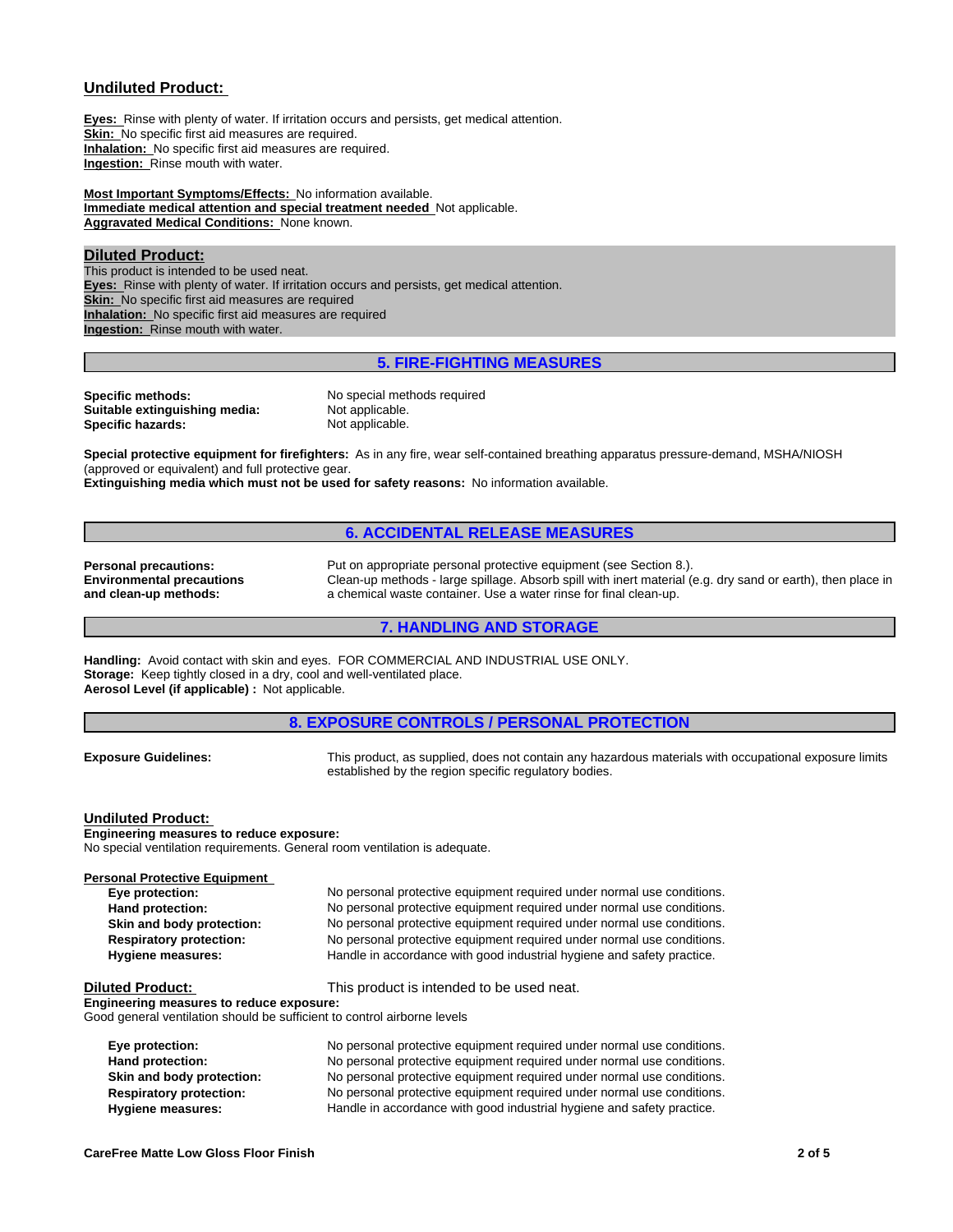**Undiluted Product:**

**Eyes:** Rinse with plenty of water. If irritation occurs and persists, get medical attention.
**Skin:** No specific first aid measures are required.
**Inhalation:** No specific first aid measures are required.
**Ingestion:** Rinse mouth with water.

**Most Important Symptoms/Effects:** No information available.
**Immediate medical attention and special treatment needed** Not applicable.
**Aggravated Medical Conditions:** None known.

**Diluted Product:**
This product is intended to be used neat.
**Eyes:** Rinse with plenty of water. If irritation occurs and persists, get medical attention.
**Skin:** No specific first aid measures are required
**Inhalation:** No specific first aid measures are required
**Ingestion:** Rinse mouth with water.

## 5. FIRE-FIGHTING MEASURES

**Specific methods:** No special methods required
**Suitable extinguishing media:** Not applicable.
**Specific hazards:** Not applicable.

**Special protective equipment for firefighters:** As in any fire, wear self-contained breathing apparatus pressure-demand, MSHA/NIOSH (approved or equivalent) and full protective gear.
**Extinguishing media which must not be used for safety reasons:** No information available.

## 6. ACCIDENTAL RELEASE MEASURES

**Personal precautions:** Put on appropriate personal protective equipment (see Section 8.).
**Environmental precautions and clean-up methods:** Clean-up methods - large spillage. Absorb spill with inert material (e.g. dry sand or earth), then place in a chemical waste container. Use a water rinse for final clean-up.

## 7. HANDLING AND STORAGE

**Handling:** Avoid contact with skin and eyes. FOR COMMERCIAL AND INDUSTRIAL USE ONLY.
**Storage:** Keep tightly closed in a dry, cool and well-ventilated place.
**Aerosol Level (if applicable) :** Not applicable.

## 8. EXPOSURE CONTROLS / PERSONAL PROTECTION

**Exposure Guidelines:** This product, as supplied, does not contain any hazardous materials with occupational exposure limits established by the region specific regulatory bodies.

**Undiluted Product:**
**Engineering measures to reduce exposure:**
No special ventilation requirements. General room ventilation is adequate.

**Personal Protective Equipment**

**Eye protection:** No personal protective equipment required under normal use conditions.
**Hand protection:** No personal protective equipment required under normal use conditions.
**Skin and body protection:** No personal protective equipment required under normal use conditions.
**Respiratory protection:** No personal protective equipment required under normal use conditions.
**Hygiene measures:** Handle in accordance with good industrial hygiene and safety practice.

**Diluted Product:** This product is intended to be used neat.
**Engineering measures to reduce exposure:**
Good general ventilation should be sufficient to control airborne levels

**Eye protection:** No personal protective equipment required under normal use conditions.
**Hand protection:** No personal protective equipment required under normal use conditions.
**Skin and body protection:** No personal protective equipment required under normal use conditions.
**Respiratory protection:** No personal protective equipment required under normal use conditions.
**Hygiene measures:** Handle in accordance with good industrial hygiene and safety practice.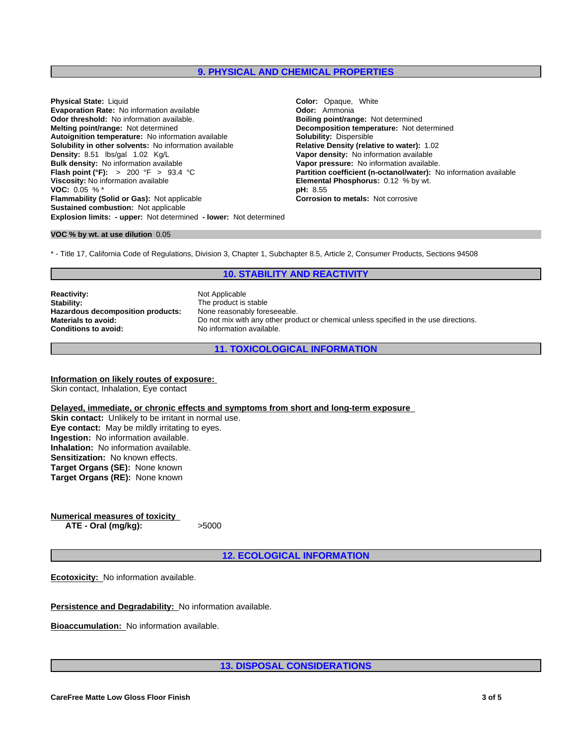## 9. PHYSICAL AND CHEMICAL PROPERTIES

**Physical State:** Liquid
**Evaporation Rate:** No information available
**Odor threshold:** No information available.
**Melting point/range:** Not determined
**Autoignition temperature:** No information available
**Solubility in other solvents:** No information available
**Density:** 8.51 lbs/gal 1.02 Kg/L
**Bulk density:** No information available
**Flash point (°F):** > 200 °F > 93.4 °C
**Viscosity:** No information available
**VOC:** 0.05 % *
**Flammability (Solid or Gas):** Not applicable
**Sustained combustion:** Not applicable
**Explosion limits: - upper:** Not determined **- lower:** Not determined

**Color:** Opaque, White
**Odor:** Ammonia
**Boiling point/range:** Not determined
**Decomposition temperature:** Not determined
**Solubility:** Dispersible
**Relative Density (relative to water):** 1.02
**Vapor density:** No information available
**Vapor pressure:** No information available.
**Partition coefficient (n-octanol/water):** No information available
**Elemental Phosphorus:** 0.12 % by wt.
**pH:** 8.55
**Corrosion to metals:** Not corrosive

**VOC % by wt. at use dilution** 0.05

* - Title 17, California Code of Regulations, Division 3, Chapter 1, Subchapter 8.5, Article 2, Consumer Products, Sections 94508

## 10. STABILITY AND REACTIVITY

| | |
|---|---|
| **Reactivity:** | Not Applicable |
| **Stability:** | The product is stable |
| **Hazardous decomposition products:** | None reasonably foreseeable. |
| **Materials to avoid:** | Do not mix with any other product or chemical unless specified in the use directions. |
| **Conditions to avoid:** | No information available. |

## 11. TOXICOLOGICAL INFORMATION

**Information on likely routes of exposure:**
Skin contact, Inhalation, Eye contact

**Delayed, immediate, or chronic effects and symptoms from short and long-term exposure**
**Skin contact:** Unlikely to be irritant in normal use.
**Eye contact:** May be mildly irritating to eyes.
**Ingestion:** No information available.
**Inhalation:** No information available.
**Sensitization:** No known effects.
**Target Organs (SE):** None known
**Target Organs (RE):** None known

**Numerical measures of toxicity**

| | |
|---|---|
| **ATE - Oral (mg/kg):** | >5000 |

## 12. ECOLOGICAL INFORMATION

**Ecotoxicity:** No information available.

**Persistence and Degradability:** No information available.

**Bioaccumulation:** No information available.

## 13. DISPOSAL CONSIDERATIONS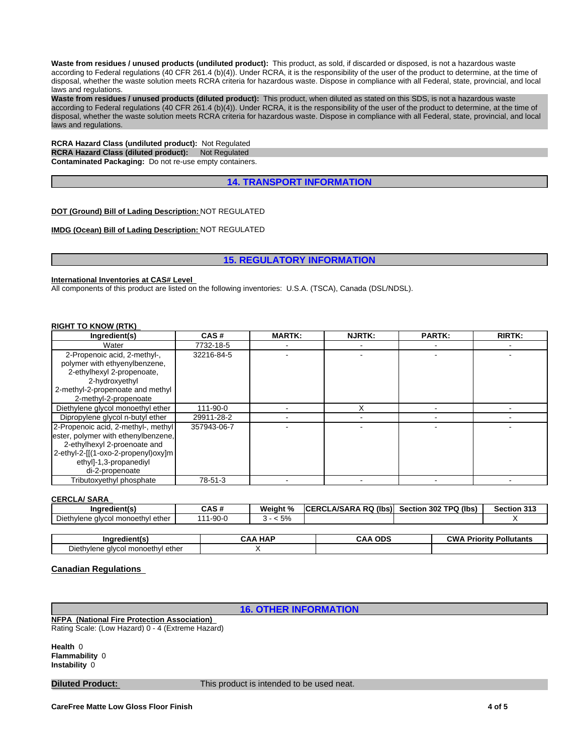**Waste from residues / unused products (undiluted product):** This product, as sold, if discarded or disposed, is not a hazardous waste according to Federal regulations (40 CFR 261.4 (b)(4)). Under RCRA, it is the responsibility of the user of the product to determine, at the time of disposal, whether the waste solution meets RCRA criteria for hazardous waste. Dispose in compliance with all Federal, state, provincial, and local laws and regulations.

**Waste from residues / unused products (diluted product):** This product, when diluted as stated on this SDS, is not a hazardous waste according to Federal regulations (40 CFR 261.4 (b)(4)). Under RCRA, it is the responsibility of the user of the product to determine, at the time of disposal, whether the waste solution meets RCRA criteria for hazardous waste. Dispose in compliance with all Federal, state, provincial, and local laws and regulations.

**RCRA Hazard Class (undiluted product):** Not Regulated
**RCRA Hazard Class (diluted product):** Not Regulated
**Contaminated Packaging:** Do not re-use empty containers.

## 14. TRANSPORT INFORMATION

**DOT (Ground) Bill of Lading Description:** NOT REGULATED

**IMDG (Ocean) Bill of Lading Description:** NOT REGULATED

## 15. REGULATORY INFORMATION

**International Inventories at CAS# Level**
All components of this product are listed on the following inventories: U.S.A. (TSCA), Canada (DSL/NDSL).

**RIGHT TO KNOW (RTK)**

| Ingredient(s) | CAS # | MARTK: | NJRTK: | PARTK: | RIRTK: |
|---|---|---|---|---|---|
| Water | 7732-18-5 | - | - | - | - |
| 2-Propenoic acid, 2-methyl-, polymer with ethyenylbenzene, 2-ethylhexyl 2-propenoate, 2-hydroxyethyl 2-methyl-2-propenoate and methyl 2-methyl-2-propenoate | 32216-84-5 | - | - | - | - |
| Diethylene glycol monoethyl ether | 111-90-0 | - | X | - | - |
| Dipropylene glycol n-butyl ether | 29911-28-2 | - | - | - | - |
| 2-Propenoic acid, 2-methyl-, methyl ester, polymer with ethenylbenzene, 2-ethylhexyl 2-proenoate and 2-ethyl-2-[[(1-oxo-2-propenyl)oxy]methyl]-1,3-propanediyl di-2-propenoate | 357943-06-7 | - | - | - | - |
| Tributoxyethyl phosphate | 78-51-3 | - | - | - | - |

**CERCLA/ SARA**

| Ingredient(s) | CAS # | Weight % | CERCLA/SARA RQ (lbs) | Section 302 TPQ (lbs) | Section 313 |
|---|---|---|---|---|---|
| Diethylene glycol monoethyl ether | 111-90-0 | 3 - < 5% | | | X |

| Ingredient(s) | CAA HAP | CAA ODS | CWA Priority Pollutants |
|---|---|---|---|
| Diethylene glycol monoethyl ether | X | | |

**Canadian Regulations**

## 16. OTHER INFORMATION

**NFPA (National Fire Protection Association)**
Rating Scale: (Low Hazard) 0 - 4 (Extreme Hazard)

**Health** 0
**Flammability** 0
**Instability** 0

**Diluted Product:** This product is intended to be used neat.

**CareFree Matte Low Gloss Floor Finish**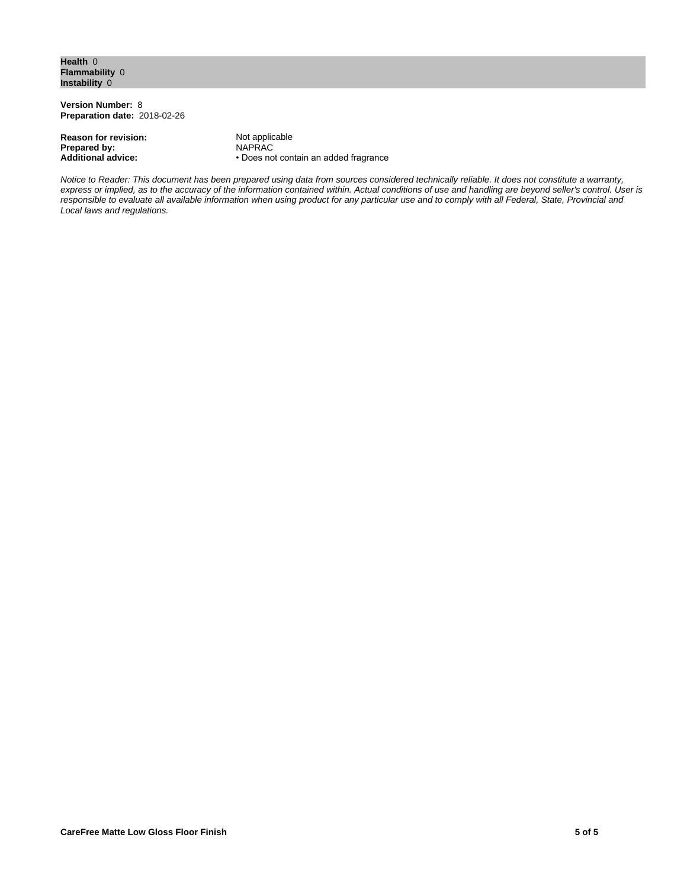**Health** 0
**Flammability** 0
**Instability** 0

**Version Number:** 8
**Preparation date:** 2018-02-26

**Reason for revision:** Not applicable
**Prepared by:** NAPRAC
**Additional advice:** • Does not contain an added fragrance

*Notice to Reader: This document has been prepared using data from sources considered technically reliable. It does not constitute a warranty, express or implied, as to the accuracy of the information contained within. Actual conditions of use and handling are beyond seller's control. User is responsible to evaluate all available information when using product for any particular use and to comply with all Federal, State, Provincial and Local laws and regulations.*